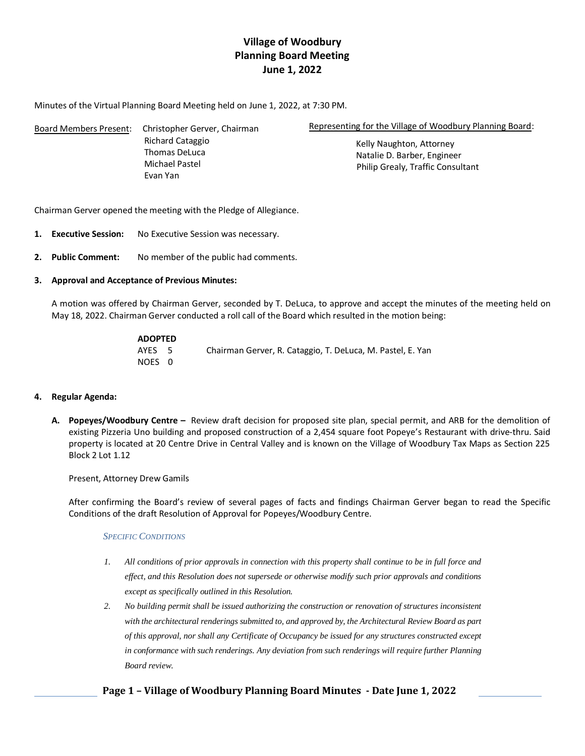# Village of Woodbury
## Planning Board Meeting
## June 1, 2022

Minutes of the Virtual Planning Board Meeting held on June 1, 2022, at 7:30 PM.

Board Members Present: Christopher Gerver, Chairman
Richard Cataggio
Thomas DeLuca
Michael Pastel
Evan Yan

Representing for the Village of Woodbury Planning Board:
Kelly Naughton, Attorney
Natalie D. Barber, Engineer
Philip Grealy, Traffic Consultant

Chairman Gerver opened the meeting with the Pledge of Allegiance.

1. **Executive Session:** No Executive Session was necessary.

2. **Public Comment:** No member of the public had comments.

3. **Approval and Acceptance of Previous Minutes:**

   A motion was offered by Chairman Gerver, seconded by T. DeLuca, to approve and accept the minutes of the meeting held on May 18, 2022. Chairman Gerver conducted a roll call of the Board which resulted in the motion being:

   **ADOPTED**
   AYES 5 Chairman Gerver, R. Cataggio, T. DeLuca, M. Pastel, E. Yan
   NOES 0

4. **Regular Agenda:**

   A. **Popeyes/Woodbury Centre –** Review draft decision for proposed site plan, special permit, and ARB for the demolition of existing Pizzeria Uno building and proposed construction of a 2,454 square foot Popeye's Restaurant with drive-thru. Said property is located at 20 Centre Drive in Central Valley and is known on the Village of Woodbury Tax Maps as Section 225 Block 2 Lot 1.12

   Present, Attorney Drew Gamils

   After confirming the Board's review of several pages of facts and findings Chairman Gerver began to read the Specific Conditions of the draft Resolution of Approval for Popeyes/Woodbury Centre.

   *SPECIFIC CONDITIONS*

   1. *All conditions of prior approvals in connection with this property shall continue to be in full force and effect, and this Resolution does not supersede or otherwise modify such prior approvals and conditions except as specifically outlined in this Resolution.*
   2. *No building permit shall be issued authorizing the construction or renovation of structures inconsistent with the architectural renderings submitted to, and approved by, the Architectural Review Board as part of this approval, nor shall any Certificate of Occupancy be issued for any structures constructed except in conformance with such renderings. Any deviation from such renderings will require further Planning Board review.*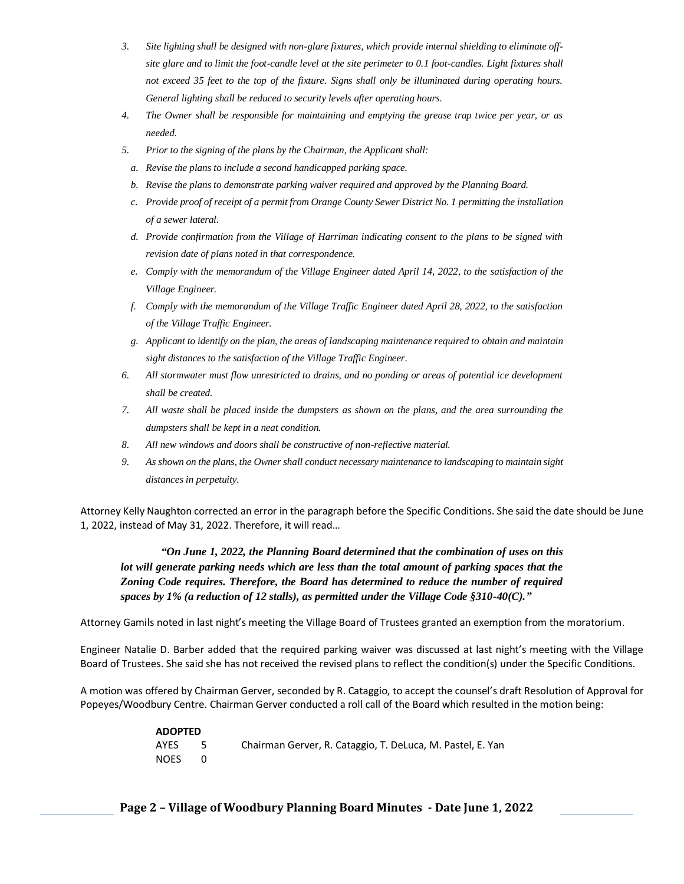3. *Site lighting shall be designed with non-glare fixtures, which provide internal shielding to eliminate off-site glare and to limit the foot-candle level at the site perimeter to 0.1 foot-candles. Light fixtures shall not exceed 35 feet to the top of the fixture. Signs shall only be illuminated during operating hours. General lighting shall be reduced to security levels after operating hours.*
4. *The Owner shall be responsible for maintaining and emptying the grease trap twice per year, or as needed.*
5. *Prior to the signing of the plans by the Chairman, the Applicant shall:*
   a. *Revise the plans to include a second handicapped parking space.*
   b. *Revise the plans to demonstrate parking waiver required and approved by the Planning Board.*
   c. *Provide proof of receipt of a permit from Orange County Sewer District No. 1 permitting the installation of a sewer lateral.*
   d. *Provide confirmation from the Village of Harriman indicating consent to the plans to be signed with revision date of plans noted in that correspondence.*
   e. *Comply with the memorandum of the Village Engineer dated April 14, 2022, to the satisfaction of the Village Engineer.*
   f. *Comply with the memorandum of the Village Traffic Engineer dated April 28, 2022, to the satisfaction of the Village Traffic Engineer.*
   g. *Applicant to identify on the plan, the areas of landscaping maintenance required to obtain and maintain sight distances to the satisfaction of the Village Traffic Engineer.*
6. *All stormwater must flow unrestricted to drains, and no ponding or areas of potential ice development shall be created.*
7. *All waste shall be placed inside the dumpsters as shown on the plans, and the area surrounding the dumpsters shall be kept in a neat condition.*
8. *All new windows and doors shall be constructive of non-reflective material.*
9. *As shown on the plans, the Owner shall conduct necessary maintenance to landscaping to maintain sight distances in perpetuity.*

Attorney Kelly Naughton corrected an error in the paragraph before the Specific Conditions. She said the date should be June 1, 2022, instead of May 31, 2022. Therefore, it will read…

> ***"On June 1, 2022, the Planning Board determined that the combination of uses on this lot will generate parking needs which are less than the total amount of parking spaces that the Zoning Code requires. Therefore, the Board has determined to reduce the number of required spaces by 1% (a reduction of 12 stalls), as permitted under the Village Code §310-40(C)."***

Attorney Gamils noted in last night's meeting the Village Board of Trustees granted an exemption from the moratorium.

Engineer Natalie D. Barber added that the required parking waiver was discussed at last night's meeting with the Village Board of Trustees. She said she has not received the revised plans to reflect the condition(s) under the Specific Conditions.

A motion was offered by Chairman Gerver, seconded by R. Cataggio, to accept the counsel's draft Resolution of Approval for Popeyes/Woodbury Centre. Chairman Gerver conducted a roll call of the Board which resulted in the motion being:

**ADOPTED**

| | | |
|---|---|---|
| AYES | 5 | Chairman Gerver, R. Cataggio, T. DeLuca, M. Pastel, E. Yan |
| NOES | 0 | |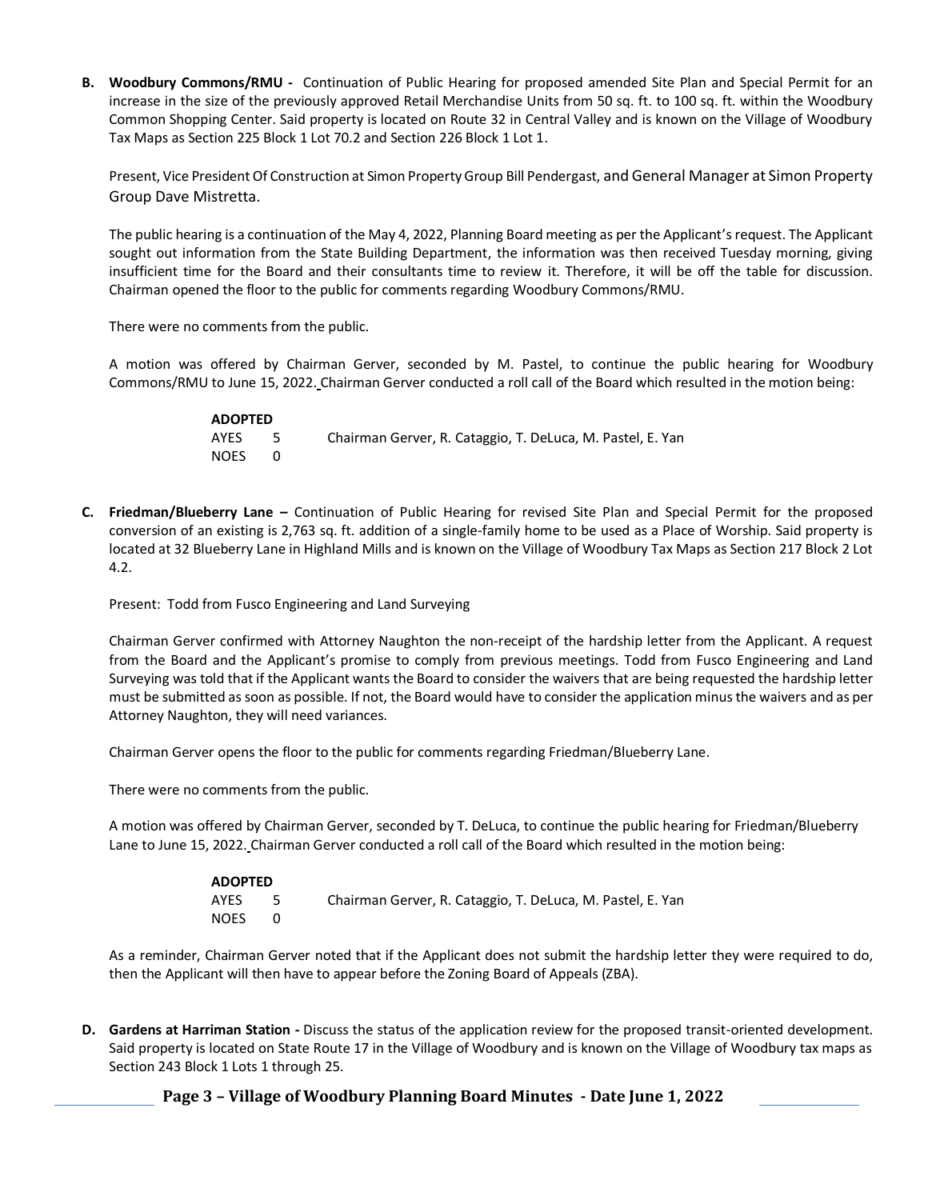**B. Woodbury Commons/RMU -** Continuation of Public Hearing for proposed amended Site Plan and Special Permit for an increase in the size of the previously approved Retail Merchandise Units from 50 sq. ft. to 100 sq. ft. within the Woodbury Common Shopping Center. Said property is located on Route 32 in Central Valley and is known on the Village of Woodbury Tax Maps as Section 225 Block 1 Lot 70.2 and Section 226 Block 1 Lot 1.

Present, Vice President Of Construction at Simon Property Group Bill Pendergast, and General Manager at Simon Property Group Dave Mistretta.

The public hearing is a continuation of the May 4, 2022, Planning Board meeting as per the Applicant's request. The Applicant sought out information from the State Building Department, the information was then received Tuesday morning, giving insufficient time for the Board and their consultants time to review it. Therefore, it will be off the table for discussion. Chairman opened the floor to the public for comments regarding Woodbury Commons/RMU.

There were no comments from the public.

A motion was offered by Chairman Gerver, seconded by M. Pastel, to continue the public hearing for Woodbury Commons/RMU to June 15, 2022. Chairman Gerver conducted a roll call of the Board which resulted in the motion being:

**ADOPTED**
AYES 5 Chairman Gerver, R. Cataggio, T. DeLuca, M. Pastel, E. Yan
NOES 0

**C. Friedman/Blueberry Lane –** Continuation of Public Hearing for revised Site Plan and Special Permit for the proposed conversion of an existing is 2,763 sq. ft. addition of a single-family home to be used as a Place of Worship. Said property is located at 32 Blueberry Lane in Highland Mills and is known on the Village of Woodbury Tax Maps as Section 217 Block 2 Lot 4.2.

Present: Todd from Fusco Engineering and Land Surveying

Chairman Gerver confirmed with Attorney Naughton the non-receipt of the hardship letter from the Applicant. A request from the Board and the Applicant's promise to comply from previous meetings. Todd from Fusco Engineering and Land Surveying was told that if the Applicant wants the Board to consider the waivers that are being requested the hardship letter must be submitted as soon as possible. If not, the Board would have to consider the application minus the waivers and as per Attorney Naughton, they will need variances.

Chairman Gerver opens the floor to the public for comments regarding Friedman/Blueberry Lane.

There were no comments from the public.

A motion was offered by Chairman Gerver, seconded by T. DeLuca, to continue the public hearing for Friedman/Blueberry Lane to June 15, 2022. Chairman Gerver conducted a roll call of the Board which resulted in the motion being:

**ADOPTED**
AYES 5 Chairman Gerver, R. Cataggio, T. DeLuca, M. Pastel, E. Yan
NOES 0

As a reminder, Chairman Gerver noted that if the Applicant does not submit the hardship letter they were required to do, then the Applicant will then have to appear before the Zoning Board of Appeals (ZBA).

**D. Gardens at Harriman Station -** Discuss the status of the application review for the proposed transit-oriented development. Said property is located on State Route 17 in the Village of Woodbury and is known on the Village of Woodbury tax maps as Section 243 Block 1 Lots 1 through 25.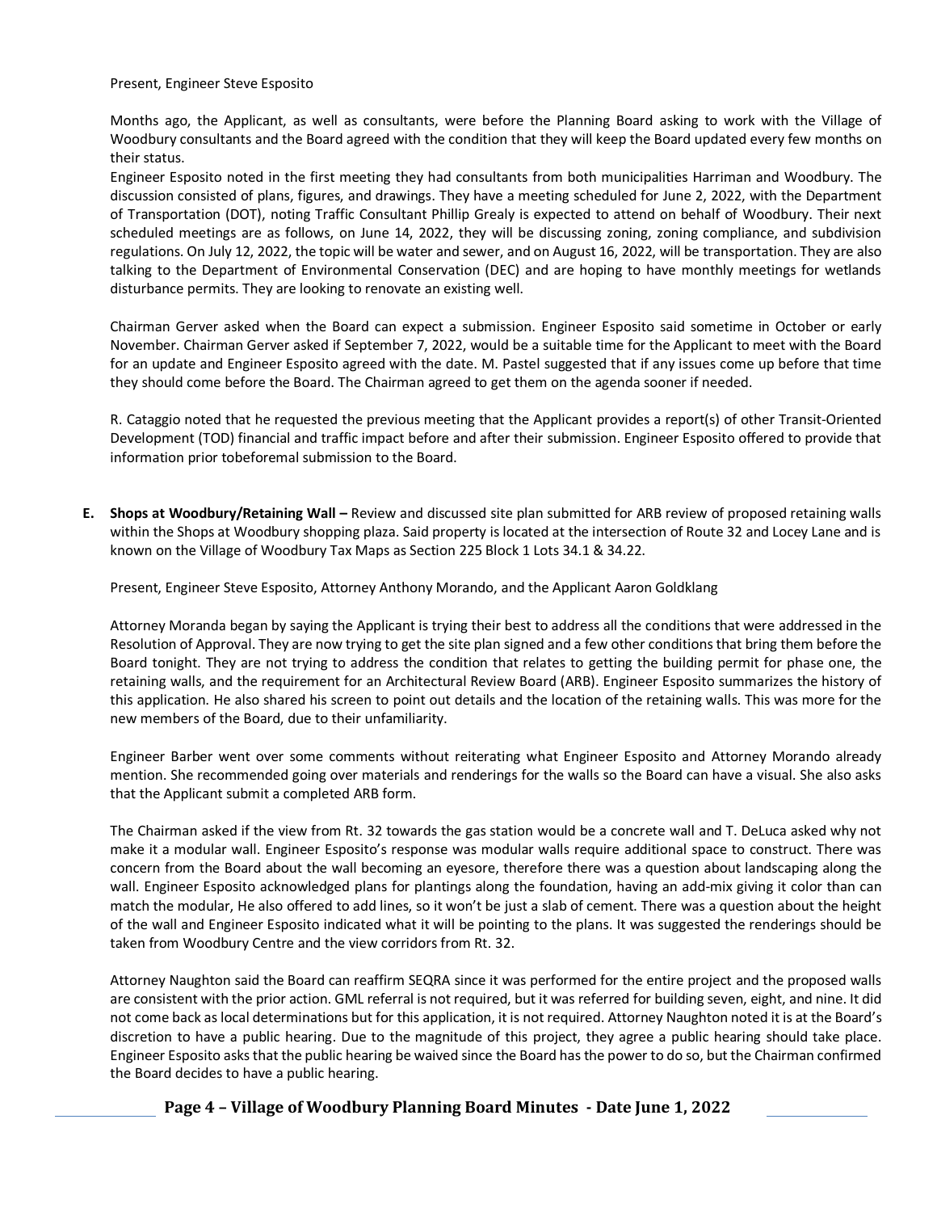Present, Engineer Steve Esposito

Months ago, the Applicant, as well as consultants, were before the Planning Board asking to work with the Village of Woodbury consultants and the Board agreed with the condition that they will keep the Board updated every few months on their status.

Engineer Esposito noted in the first meeting they had consultants from both municipalities Harriman and Woodbury. The discussion consisted of plans, figures, and drawings. They have a meeting scheduled for June 2, 2022, with the Department of Transportation (DOT), noting Traffic Consultant Phillip Grealy is expected to attend on behalf of Woodbury. Their next scheduled meetings are as follows, on June 14, 2022, they will be discussing zoning, zoning compliance, and subdivision regulations. On July 12, 2022, the topic will be water and sewer, and on August 16, 2022, will be transportation. They are also talking to the Department of Environmental Conservation (DEC) and are hoping to have monthly meetings for wetlands disturbance permits. They are looking to renovate an existing well.

Chairman Gerver asked when the Board can expect a submission. Engineer Esposito said sometime in October or early November. Chairman Gerver asked if September 7, 2022, would be a suitable time for the Applicant to meet with the Board for an update and Engineer Esposito agreed with the date. M. Pastel suggested that if any issues come up before that time they should come before the Board. The Chairman agreed to get them on the agenda sooner if needed.

R. Cataggio noted that he requested the previous meeting that the Applicant provides a report(s) of other Transit-Oriented Development (TOD) financial and traffic impact before and after their submission. Engineer Esposito offered to provide that information prior tobeforemal submission to the Board.

**E. Shops at Woodbury/Retaining Wall –** Review and discussed site plan submitted for ARB review of proposed retaining walls within the Shops at Woodbury shopping plaza. Said property is located at the intersection of Route 32 and Locey Lane and is known on the Village of Woodbury Tax Maps as Section 225 Block 1 Lots 34.1 & 34.22.

Present, Engineer Steve Esposito, Attorney Anthony Morando, and the Applicant Aaron Goldklang

Attorney Moranda began by saying the Applicant is trying their best to address all the conditions that were addressed in the Resolution of Approval. They are now trying to get the site plan signed and a few other conditions that bring them before the Board tonight. They are not trying to address the condition that relates to getting the building permit for phase one, the retaining walls, and the requirement for an Architectural Review Board (ARB). Engineer Esposito summarizes the history of this application. He also shared his screen to point out details and the location of the retaining walls. This was more for the new members of the Board, due to their unfamiliarity.

Engineer Barber went over some comments without reiterating what Engineer Esposito and Attorney Morando already mention. She recommended going over materials and renderings for the walls so the Board can have a visual. She also asks that the Applicant submit a completed ARB form.

The Chairman asked if the view from Rt. 32 towards the gas station would be a concrete wall and T. DeLuca asked why not make it a modular wall. Engineer Esposito's response was modular walls require additional space to construct. There was concern from the Board about the wall becoming an eyesore, therefore there was a question about landscaping along the wall. Engineer Esposito acknowledged plans for plantings along the foundation, having an add-mix giving it color than can match the modular, He also offered to add lines, so it won't be just a slab of cement. There was a question about the height of the wall and Engineer Esposito indicated what it will be pointing to the plans. It was suggested the renderings should be taken from Woodbury Centre and the view corridors from Rt. 32.

Attorney Naughton said the Board can reaffirm SEQRA since it was performed for the entire project and the proposed walls are consistent with the prior action. GML referral is not required, but it was referred for building seven, eight, and nine. It did not come back as local determinations but for this application, it is not required. Attorney Naughton noted it is at the Board's discretion to have a public hearing. Due to the magnitude of this project, they agree a public hearing should take place. Engineer Esposito asks that the public hearing be waived since the Board has the power to do so, but the Chairman confirmed the Board decides to have a public hearing.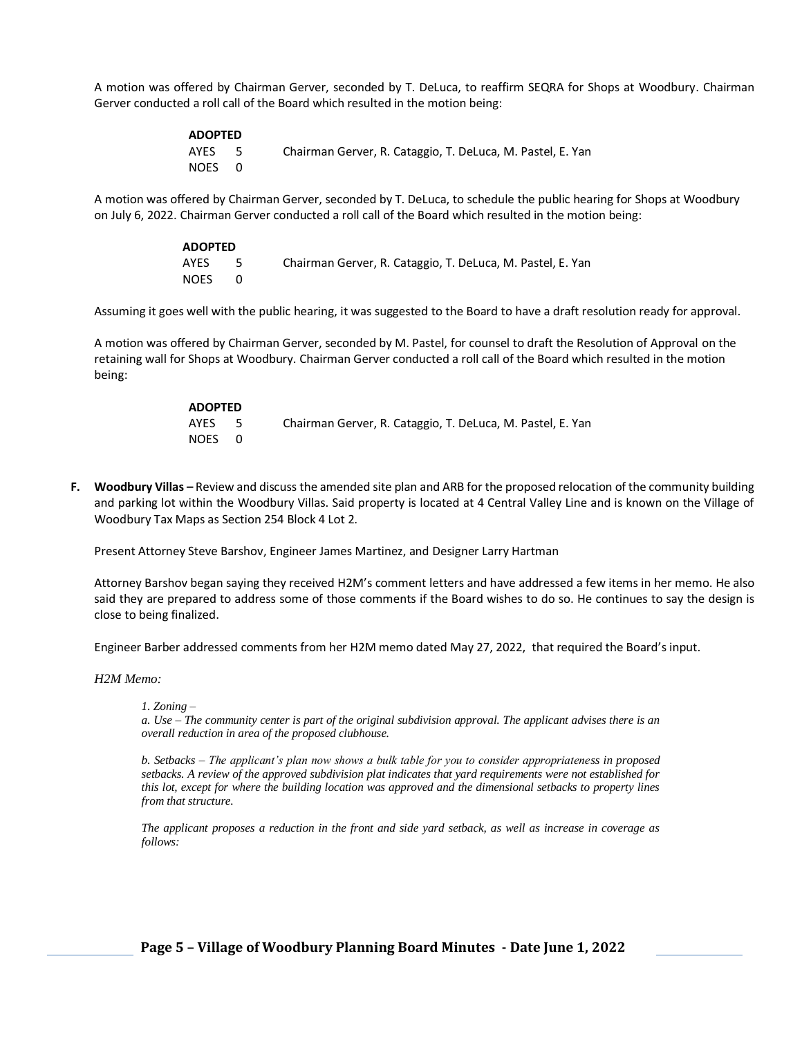A motion was offered by Chairman Gerver, seconded by T. DeLuca, to reaffirm SEQRA for Shops at Woodbury. Chairman Gerver conducted a roll call of the Board which resulted in the motion being:

**ADOPTED**

| | | |
|---|---|---|
| AYES | 5 | Chairman Gerver, R. Cataggio, T. DeLuca, M. Pastel, E. Yan |
| NOES | 0 | |

A motion was offered by Chairman Gerver, seconded by T. DeLuca, to schedule the public hearing for Shops at Woodbury on July 6, 2022. Chairman Gerver conducted a roll call of the Board which resulted in the motion being:

**ADOPTED**

| | | |
|---|---|---|
| AYES | 5 | Chairman Gerver, R. Cataggio, T. DeLuca, M. Pastel, E. Yan |
| NOES | 0 | |

Assuming it goes well with the public hearing, it was suggested to the Board to have a draft resolution ready for approval.

A motion was offered by Chairman Gerver, seconded by M. Pastel, for counsel to draft the Resolution of Approval on the retaining wall for Shops at Woodbury. Chairman Gerver conducted a roll call of the Board which resulted in the motion being:

**ADOPTED**

| | | |
|---|---|---|
| AYES | 5 | Chairman Gerver, R. Cataggio, T. DeLuca, M. Pastel, E. Yan |
| NOES | 0 | |

**F. Woodbury Villas –** Review and discuss the amended site plan and ARB for the proposed relocation of the community building and parking lot within the Woodbury Villas. Said property is located at 4 Central Valley Line and is known on the Village of Woodbury Tax Maps as Section 254 Block 4 Lot 2.

Present Attorney Steve Barshov, Engineer James Martinez, and Designer Larry Hartman

Attorney Barshov began saying they received H2M's comment letters and have addressed a few items in her memo. He also said they are prepared to address some of those comments if the Board wishes to do so. He continues to say the design is close to being finalized.

Engineer Barber addressed comments from her H2M memo dated May 27, 2022, that required the Board's input.

*H2M Memo:*

*1. Zoning –*
*a. Use – The community center is part of the original subdivision approval. The applicant advises there is an overall reduction in area of the proposed clubhouse.*

*b. Setbacks – The applicant's plan now shows a bulk table for you to consider appropriateness in proposed setbacks. A review of the approved subdivision plat indicates that yard requirements were not established for this lot, except for where the building location was approved and the dimensional setbacks to property lines from that structure.*

*The applicant proposes a reduction in the front and side yard setback, as well as increase in coverage as follows:*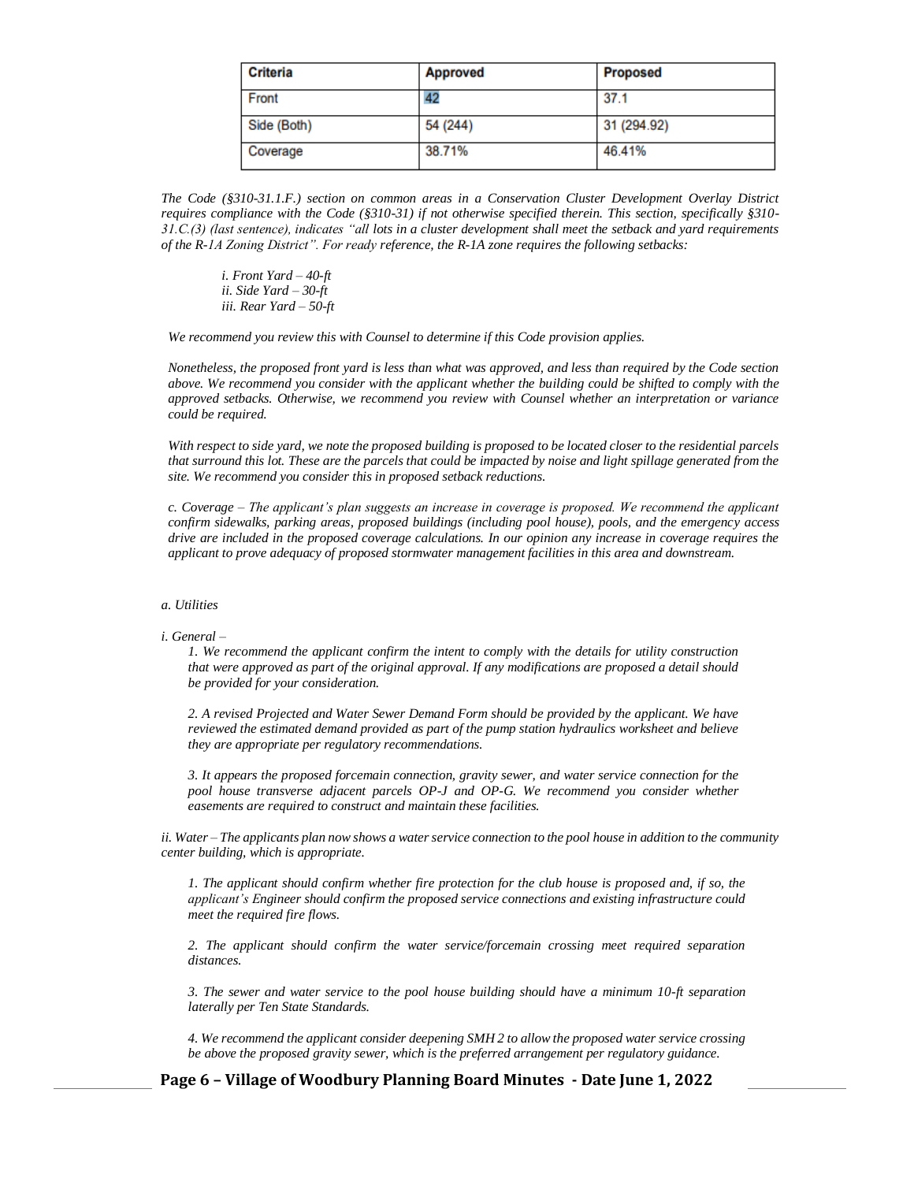| Criteria | Approved | Proposed |
|---|---|---|
| Front | 42 | 37.1 |
| Side (Both) | 54 (244) | 31 (294.92) |
| Coverage | 38.71% | 46.41% |

*The Code (§310-31.1.F.) section on common areas in a Conservation Cluster Development Overlay District requires compliance with the Code (§310-31) if not otherwise specified therein. This section, specifically §310-31.C.(3) (last sentence), indicates "all lots in a cluster development shall meet the setback and yard requirements of the R-1A Zoning District". For ready reference, the R-1A zone requires the following setbacks:*

*i. Front Yard – 40-ft*
*ii. Side Yard – 30-ft*
*iii. Rear Yard – 50-ft*

*We recommend you review this with Counsel to determine if this Code provision applies.*

*Nonetheless, the proposed front yard is less than what was approved, and less than required by the Code section above. We recommend you consider with the applicant whether the building could be shifted to comply with the approved setbacks. Otherwise, we recommend you review with Counsel whether an interpretation or variance could be required.*

*With respect to side yard, we note the proposed building is proposed to be located closer to the residential parcels that surround this lot. These are the parcels that could be impacted by noise and light spillage generated from the site. We recommend you consider this in proposed setback reductions.*

*c. Coverage – The applicant's plan suggests an increase in coverage is proposed. We recommend the applicant confirm sidewalks, parking areas, proposed buildings (including pool house), pools, and the emergency access drive are included in the proposed coverage calculations. In our opinion any increase in coverage requires the applicant to prove adequacy of proposed stormwater management facilities in this area and downstream.*

*a. Utilities*

*i. General –*

*1. We recommend the applicant confirm the intent to comply with the details for utility construction that were approved as part of the original approval. If any modifications are proposed a detail should be provided for your consideration.*

*2. A revised Projected and Water Sewer Demand Form should be provided by the applicant. We have reviewed the estimated demand provided as part of the pump station hydraulics worksheet and believe they are appropriate per regulatory recommendations.*

*3. It appears the proposed forcemain connection, gravity sewer, and water service connection for the pool house transverse adjacent parcels OP-J and OP-G. We recommend you consider whether easements are required to construct and maintain these facilities.*

*ii. Water – The applicants plan now shows a water service connection to the pool house in addition to the community center building, which is appropriate.*

*1. The applicant should confirm whether fire protection for the club house is proposed and, if so, the applicant's Engineer should confirm the proposed service connections and existing infrastructure could meet the required fire flows.*

*2. The applicant should confirm the water service/forcemain crossing meet required separation distances.*

*3. The sewer and water service to the pool house building should have a minimum 10-ft separation laterally per Ten State Standards.*

*4. We recommend the applicant consider deepening SMH 2 to allow the proposed water service crossing be above the proposed gravity sewer, which is the preferred arrangement per regulatory guidance.*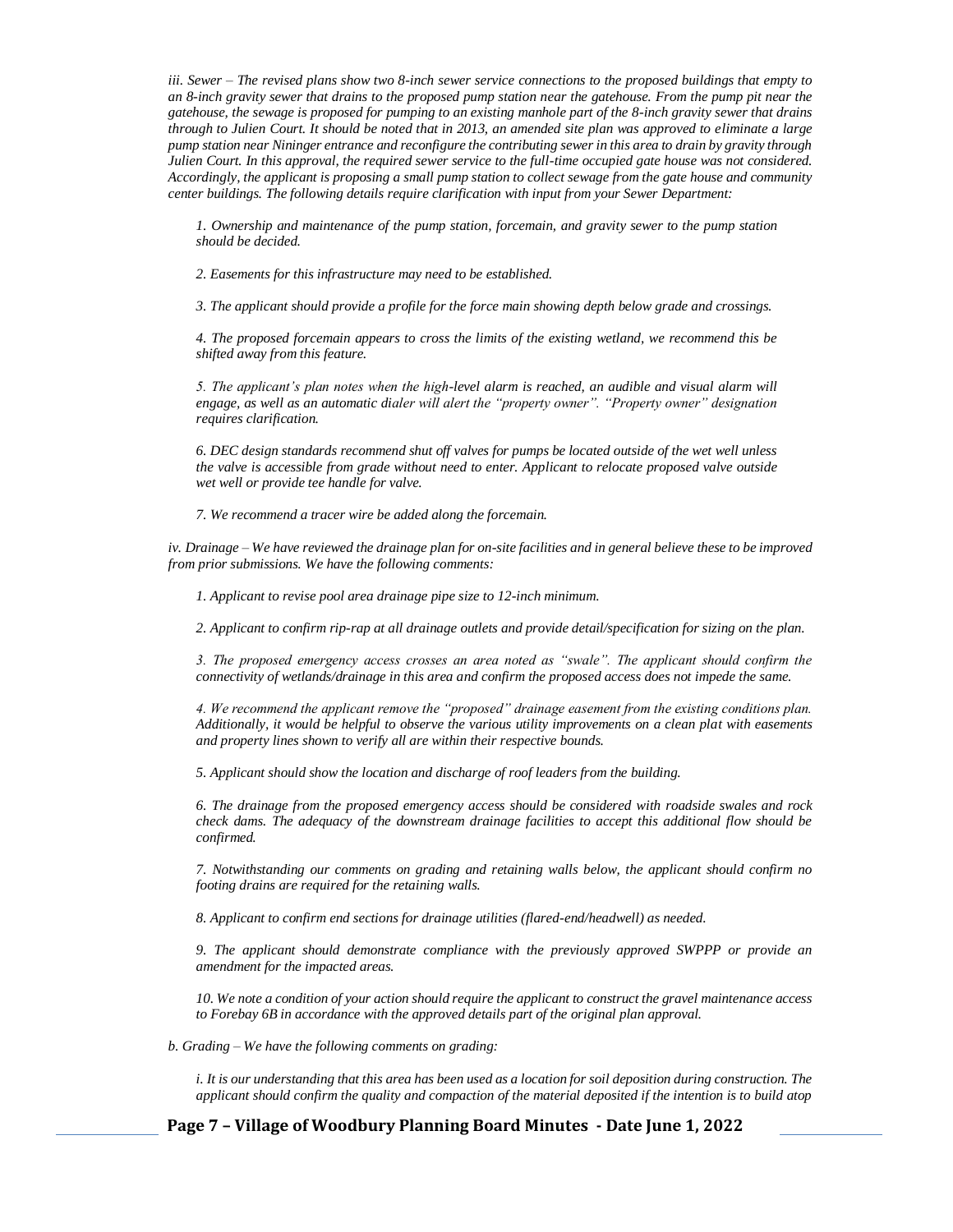*iii. Sewer – The revised plans show two 8-inch sewer service connections to the proposed buildings that empty to an 8-inch gravity sewer that drains to the proposed pump station near the gatehouse. From the pump pit near the gatehouse, the sewage is proposed for pumping to an existing manhole part of the 8-inch gravity sewer that drains through to Julien Court. It should be noted that in 2013, an amended site plan was approved to eliminate a large pump station near Nininger entrance and reconfigure the contributing sewer in this area to drain by gravity through Julien Court. In this approval, the required sewer service to the full-time occupied gate house was not considered. Accordingly, the applicant is proposing a small pump station to collect sewage from the gate house and community center buildings. The following details require clarification with input from your Sewer Department:*

*1. Ownership and maintenance of the pump station, forcemain, and gravity sewer to the pump station should be decided.*

*2. Easements for this infrastructure may need to be established.*

*3. The applicant should provide a profile for the force main showing depth below grade and crossings.*

*4. The proposed forcemain appears to cross the limits of the existing wetland, we recommend this be shifted away from this feature.*

*5. The applicant's plan notes when the high-level alarm is reached, an audible and visual alarm will engage, as well as an automatic dialer will alert the "property owner". "Property owner" designation requires clarification.*

*6. DEC design standards recommend shut off valves for pumps be located outside of the wet well unless the valve is accessible from grade without need to enter. Applicant to relocate proposed valve outside wet well or provide tee handle for valve.*

*7. We recommend a tracer wire be added along the forcemain.*

*iv. Drainage – We have reviewed the drainage plan for on-site facilities and in general believe these to be improved from prior submissions. We have the following comments:*

*1. Applicant to revise pool area drainage pipe size to 12-inch minimum.*

*2. Applicant to confirm rip-rap at all drainage outlets and provide detail/specification for sizing on the plan.*

*3. The proposed emergency access crosses an area noted as "swale". The applicant should confirm the connectivity of wetlands/drainage in this area and confirm the proposed access does not impede the same.*

*4. We recommend the applicant remove the "proposed" drainage easement from the existing conditions plan. Additionally, it would be helpful to observe the various utility improvements on a clean plat with easements and property lines shown to verify all are within their respective bounds.*

*5. Applicant should show the location and discharge of roof leaders from the building.*

*6. The drainage from the proposed emergency access should be considered with roadside swales and rock check dams. The adequacy of the downstream drainage facilities to accept this additional flow should be confirmed.*

*7. Notwithstanding our comments on grading and retaining walls below, the applicant should confirm no footing drains are required for the retaining walls.*

*8. Applicant to confirm end sections for drainage utilities (flared-end/headwell) as needed.*

*9. The applicant should demonstrate compliance with the previously approved SWPPP or provide an amendment for the impacted areas.*

*10. We note a condition of your action should require the applicant to construct the gravel maintenance access to Forebay 6B in accordance with the approved details part of the original plan approval.*

*b. Grading – We have the following comments on grading:*

*i. It is our understanding that this area has been used as a location for soil deposition during construction. The applicant should confirm the quality and compaction of the material deposited if the intention is to build atop*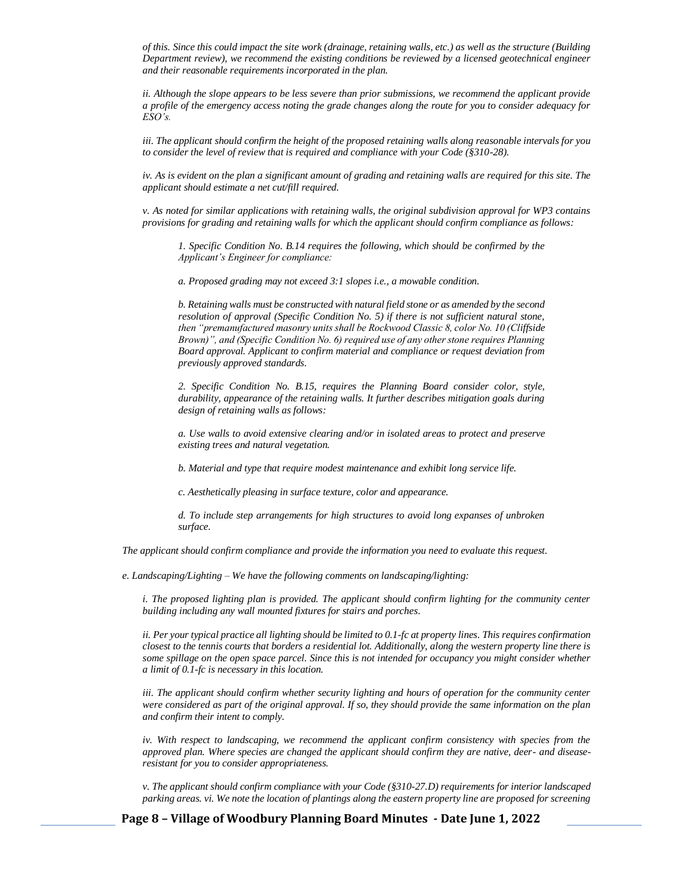*of this. Since this could impact the site work (drainage, retaining walls, etc.) as well as the structure (Building Department review), we recommend the existing conditions be reviewed by a licensed geotechnical engineer and their reasonable requirements incorporated in the plan.*

*ii. Although the slope appears to be less severe than prior submissions, we recommend the applicant provide a profile of the emergency access noting the grade changes along the route for you to consider adequacy for ESO's.*

*iii. The applicant should confirm the height of the proposed retaining walls along reasonable intervals for you to consider the level of review that is required and compliance with your Code (§310-28).*

*iv. As is evident on the plan a significant amount of grading and retaining walls are required for this site. The applicant should estimate a net cut/fill required.*

*v. As noted for similar applications with retaining walls, the original subdivision approval for WP3 contains provisions for grading and retaining walls for which the applicant should confirm compliance as follows:*

*1. Specific Condition No. B.14 requires the following, which should be confirmed by the Applicant's Engineer for compliance:*

*a. Proposed grading may not exceed 3:1 slopes i.e., a mowable condition.*

*b. Retaining walls must be constructed with natural field stone or as amended by the second resolution of approval (Specific Condition No. 5) if there is not sufficient natural stone, then "premanufactured masonry units shall be Rockwood Classic 8, color No. 10 (Cliffside Brown)", and (Specific Condition No. 6) required use of any other stone requires Planning Board approval. Applicant to confirm material and compliance or request deviation from previously approved standards.*

*2. Specific Condition No. B.15, requires the Planning Board consider color, style, durability, appearance of the retaining walls. It further describes mitigation goals during design of retaining walls as follows:*

*a. Use walls to avoid extensive clearing and/or in isolated areas to protect and preserve existing trees and natural vegetation.*

*b. Material and type that require modest maintenance and exhibit long service life.*

*c. Aesthetically pleasing in surface texture, color and appearance.*

*d. To include step arrangements for high structures to avoid long expanses of unbroken surface.*

*The applicant should confirm compliance and provide the information you need to evaluate this request.*

*e. Landscaping/Lighting – We have the following comments on landscaping/lighting:*

*i. The proposed lighting plan is provided. The applicant should confirm lighting for the community center building including any wall mounted fixtures for stairs and porches.*

*ii. Per your typical practice all lighting should be limited to 0.1-fc at property lines. This requires confirmation closest to the tennis courts that borders a residential lot. Additionally, along the western property line there is some spillage on the open space parcel. Since this is not intended for occupancy you might consider whether a limit of 0.1-fc is necessary in this location.*

*iii. The applicant should confirm whether security lighting and hours of operation for the community center were considered as part of the original approval. If so, they should provide the same information on the plan and confirm their intent to comply.*

*iv. With respect to landscaping, we recommend the applicant confirm consistency with species from the approved plan. Where species are changed the applicant should confirm they are native, deer- and disease-resistant for you to consider appropriateness.*

*v. The applicant should confirm compliance with your Code (§310-27.D) requirements for interior landscaped parking areas. vi. We note the location of plantings along the eastern property line are proposed for screening*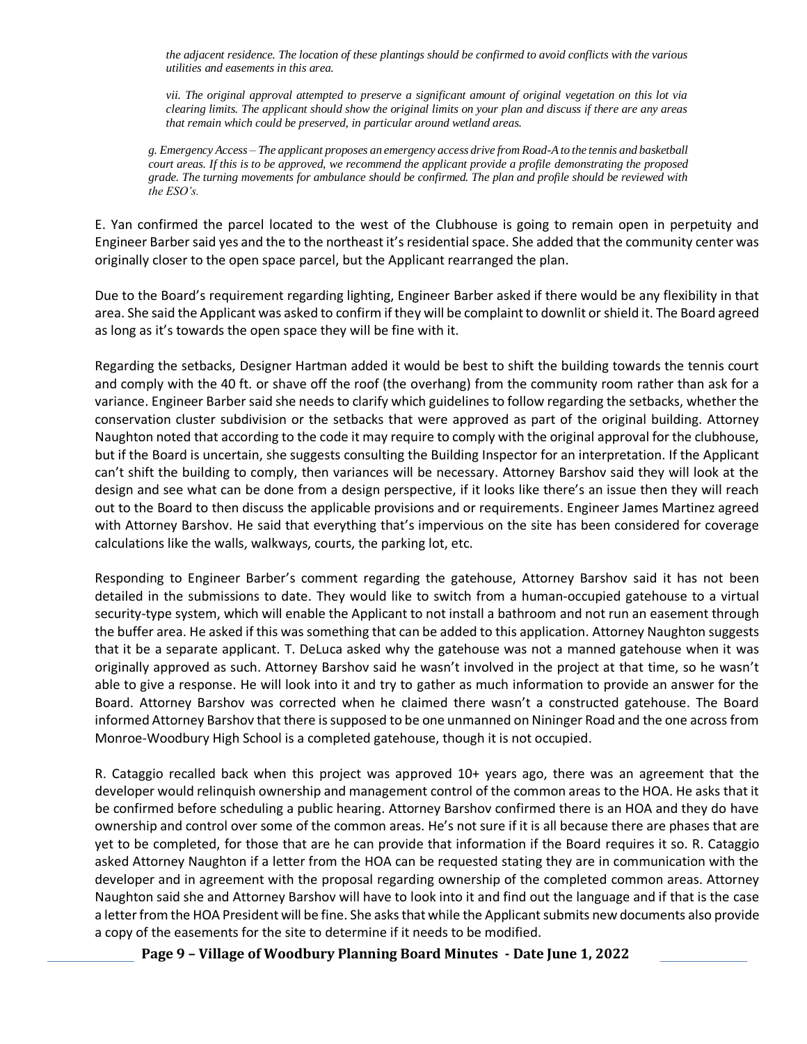*the adjacent residence. The location of these plantings should be confirmed to avoid conflicts with the various utilities and easements in this area.*

*vii. The original approval attempted to preserve a significant amount of original vegetation on this lot via clearing limits. The applicant should show the original limits on your plan and discuss if there are any areas that remain which could be preserved, in particular around wetland areas.*

*g. Emergency Access – The applicant proposes an emergency access drive from Road-A to the tennis and basketball court areas. If this is to be approved, we recommend the applicant provide a profile demonstrating the proposed grade. The turning movements for ambulance should be confirmed. The plan and profile should be reviewed with the ESO's.*

E. Yan confirmed the parcel located to the west of the Clubhouse is going to remain open in perpetuity and Engineer Barber said yes and the to the northeast it's residential space. She added that the community center was originally closer to the open space parcel, but the Applicant rearranged the plan.

Due to the Board's requirement regarding lighting, Engineer Barber asked if there would be any flexibility in that area. She said the Applicant was asked to confirm if they will be complaint to downlit or shield it. The Board agreed as long as it's towards the open space they will be fine with it.

Regarding the setbacks, Designer Hartman added it would be best to shift the building towards the tennis court and comply with the 40 ft. or shave off the roof (the overhang) from the community room rather than ask for a variance. Engineer Barber said she needs to clarify which guidelines to follow regarding the setbacks, whether the conservation cluster subdivision or the setbacks that were approved as part of the original building. Attorney Naughton noted that according to the code it may require to comply with the original approval for the clubhouse, but if the Board is uncertain, she suggests consulting the Building Inspector for an interpretation. If the Applicant can't shift the building to comply, then variances will be necessary. Attorney Barshov said they will look at the design and see what can be done from a design perspective, if it looks like there's an issue then they will reach out to the Board to then discuss the applicable provisions and or requirements. Engineer James Martinez agreed with Attorney Barshov. He said that everything that's impervious on the site has been considered for coverage calculations like the walls, walkways, courts, the parking lot, etc.

Responding to Engineer Barber's comment regarding the gatehouse, Attorney Barshov said it has not been detailed in the submissions to date. They would like to switch from a human-occupied gatehouse to a virtual security-type system, which will enable the Applicant to not install a bathroom and not run an easement through the buffer area. He asked if this was something that can be added to this application. Attorney Naughton suggests that it be a separate applicant. T. DeLuca asked why the gatehouse was not a manned gatehouse when it was originally approved as such. Attorney Barshov said he wasn't involved in the project at that time, so he wasn't able to give a response. He will look into it and try to gather as much information to provide an answer for the Board. Attorney Barshov was corrected when he claimed there wasn't a constructed gatehouse. The Board informed Attorney Barshov that there is supposed to be one unmanned on Nininger Road and the one across from Monroe-Woodbury High School is a completed gatehouse, though it is not occupied.

R. Cataggio recalled back when this project was approved 10+ years ago, there was an agreement that the developer would relinquish ownership and management control of the common areas to the HOA. He asks that it be confirmed before scheduling a public hearing. Attorney Barshov confirmed there is an HOA and they do have ownership and control over some of the common areas. He's not sure if it is all because there are phases that are yet to be completed, for those that are he can provide that information if the Board requires it so. R. Cataggio asked Attorney Naughton if a letter from the HOA can be requested stating they are in communication with the developer and in agreement with the proposal regarding ownership of the completed common areas. Attorney Naughton said she and Attorney Barshov will have to look into it and find out the language and if that is the case a letter from the HOA President will be fine. She asks that while the Applicant submits new documents also provide a copy of the easements for the site to determine if it needs to be modified.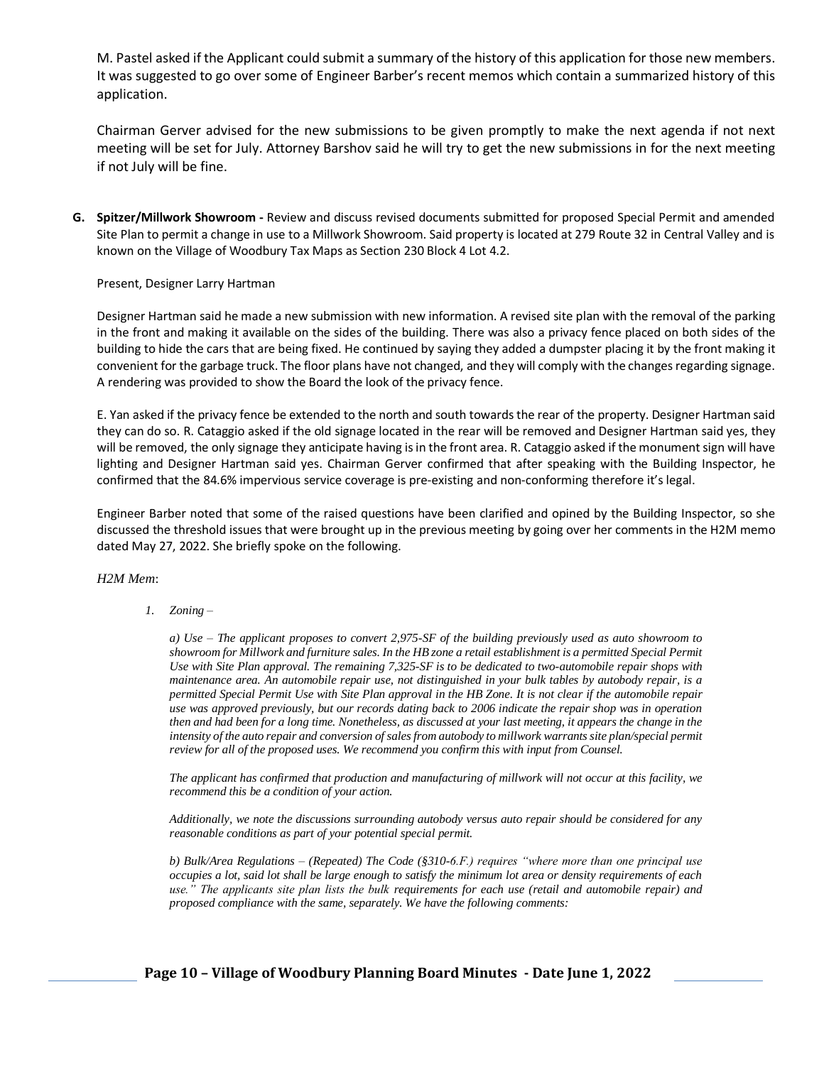M. Pastel asked if the Applicant could submit a summary of the history of this application for those new members. It was suggested to go over some of Engineer Barber's recent memos which contain a summarized history of this application.

Chairman Gerver advised for the new submissions to be given promptly to make the next agenda if not next meeting will be set for July. Attorney Barshov said he will try to get the new submissions in for the next meeting if not July will be fine.

**G. Spitzer/Millwork Showroom -** Review and discuss revised documents submitted for proposed Special Permit and amended Site Plan to permit a change in use to a Millwork Showroom. Said property is located at 279 Route 32 in Central Valley and is known on the Village of Woodbury Tax Maps as Section 230 Block 4 Lot 4.2.

Present, Designer Larry Hartman

Designer Hartman said he made a new submission with new information. A revised site plan with the removal of the parking in the front and making it available on the sides of the building. There was also a privacy fence placed on both sides of the building to hide the cars that are being fixed. He continued by saying they added a dumpster placing it by the front making it convenient for the garbage truck. The floor plans have not changed, and they will comply with the changes regarding signage. A rendering was provided to show the Board the look of the privacy fence.

E. Yan asked if the privacy fence be extended to the north and south towards the rear of the property. Designer Hartman said they can do so. R. Cataggio asked if the old signage located in the rear will be removed and Designer Hartman said yes, they will be removed, the only signage they anticipate having is in the front area. R. Cataggio asked if the monument sign will have lighting and Designer Hartman said yes. Chairman Gerver confirmed that after speaking with the Building Inspector, he confirmed that the 84.6% impervious service coverage is pre-existing and non-conforming therefore it's legal.

Engineer Barber noted that some of the raised questions have been clarified and opined by the Building Inspector, so she discussed the threshold issues that were brought up in the previous meeting by going over her comments in the H2M memo dated May 27, 2022. She briefly spoke on the following.

*H2M Mem*:

1. *Zoning –*

   *a) Use – The applicant proposes to convert 2,975-SF of the building previously used as auto showroom to showroom for Millwork and furniture sales. In the HB zone a retail establishment is a permitted Special Permit Use with Site Plan approval. The remaining 7,325-SF is to be dedicated to two-automobile repair shops with maintenance area. An automobile repair use, not distinguished in your bulk tables by autobody repair, is a permitted Special Permit Use with Site Plan approval in the HB Zone. It is not clear if the automobile repair use was approved previously, but our records dating back to 2006 indicate the repair shop was in operation then and had been for a long time. Nonetheless, as discussed at your last meeting, it appears the change in the intensity of the auto repair and conversion of sales from autobody to millwork warrants site plan/special permit review for all of the proposed uses. We recommend you confirm this with input from Counsel.*

   *The applicant has confirmed that production and manufacturing of millwork will not occur at this facility, we recommend this be a condition of your action.*

   *Additionally, we note the discussions surrounding autobody versus auto repair should be considered for any reasonable conditions as part of your potential special permit.*

   *b) Bulk/Area Regulations – (Repeated) The Code (§310-6.F.) requires "where more than one principal use occupies a lot, said lot shall be large enough to satisfy the minimum lot area or density requirements of each use." The applicants site plan lists the bulk requirements for each use (retail and automobile repair) and proposed compliance with the same, separately. We have the following comments:*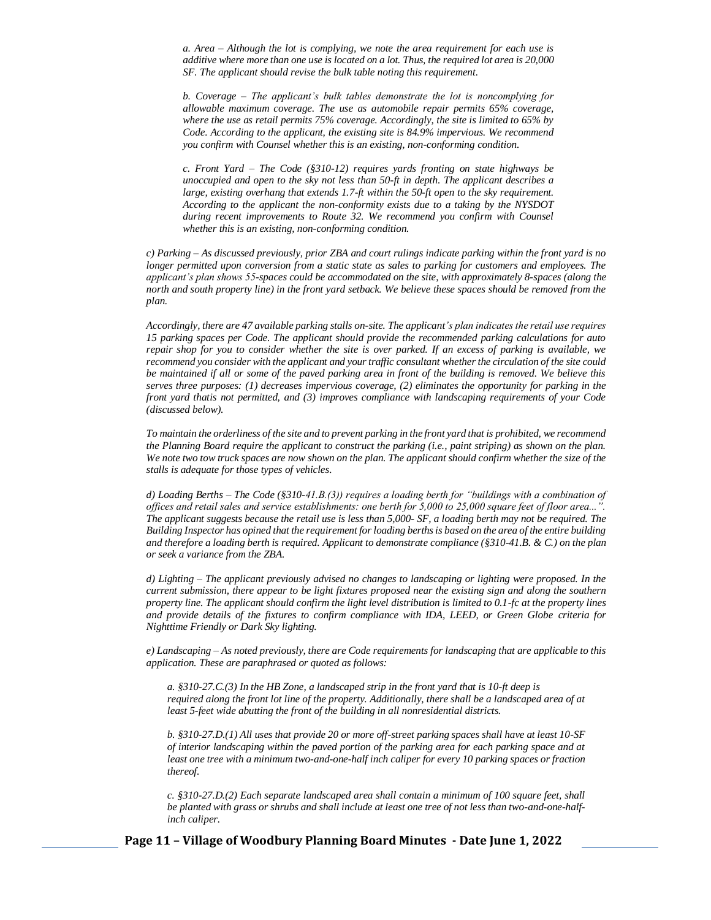*a. Area – Although the lot is complying, we note the area requirement for each use is additive where more than one use is located on a lot. Thus, the required lot area is 20,000 SF. The applicant should revise the bulk table noting this requirement.*

*b. Coverage – The applicant's bulk tables demonstrate the lot is noncomplying for allowable maximum coverage. The use as automobile repair permits 65% coverage, where the use as retail permits 75% coverage. Accordingly, the site is limited to 65% by Code. According to the applicant, the existing site is 84.9% impervious. We recommend you confirm with Counsel whether this is an existing, non-conforming condition.*

*c. Front Yard – The Code (§310-12) requires yards fronting on state highways be unoccupied and open to the sky not less than 50-ft in depth. The applicant describes a large, existing overhang that extends 1.7-ft within the 50-ft open to the sky requirement. According to the applicant the non-conformity exists due to a taking by the NYSDOT during recent improvements to Route 32. We recommend you confirm with Counsel whether this is an existing, non-conforming condition.*

*c) Parking – As discussed previously, prior ZBA and court rulings indicate parking within the front yard is no longer permitted upon conversion from a static state as sales to parking for customers and employees. The applicant's plan shows 55-spaces could be accommodated on the site, with approximately 8-spaces (along the north and south property line) in the front yard setback. We believe these spaces should be removed from the plan.*

*Accordingly, there are 47 available parking stalls on-site. The applicant's plan indicates the retail use requires 15 parking spaces per Code. The applicant should provide the recommended parking calculations for auto repair shop for you to consider whether the site is over parked. If an excess of parking is available, we recommend you consider with the applicant and your traffic consultant whether the circulation of the site could be maintained if all or some of the paved parking area in front of the building is removed. We believe this serves three purposes: (1) decreases impervious coverage, (2) eliminates the opportunity for parking in the front yard thatis not permitted, and (3) improves compliance with landscaping requirements of your Code (discussed below).*

*To maintain the orderliness of the site and to prevent parking in the front yard that is prohibited, we recommend the Planning Board require the applicant to construct the parking (i.e., paint striping) as shown on the plan. We note two tow truck spaces are now shown on the plan. The applicant should confirm whether the size of the stalls is adequate for those types of vehicles.*

*d) Loading Berths – The Code (§310-41.B.(3)) requires a loading berth for "buildings with a combination of offices and retail sales and service establishments: one berth for 5,000 to 25,000 square feet of floor area...". The applicant suggests because the retail use is less than 5,000- SF, a loading berth may not be required. The Building Inspector has opined that the requirement for loading berths is based on the area of the entire building and therefore a loading berth is required. Applicant to demonstrate compliance (§310-41.B. & C.) on the plan or seek a variance from the ZBA.*

*d) Lighting – The applicant previously advised no changes to landscaping or lighting were proposed. In the current submission, there appear to be light fixtures proposed near the existing sign and along the southern property line. The applicant should confirm the light level distribution is limited to 0.1-fc at the property lines and provide details of the fixtures to confirm compliance with IDA, LEED, or Green Globe criteria for Nighttime Friendly or Dark Sky lighting.*

*e) Landscaping – As noted previously, there are Code requirements for landscaping that are applicable to this application. These are paraphrased or quoted as follows:*

*a. §310-27.C.(3) In the HB Zone, a landscaped strip in the front yard that is 10-ft deep is required along the front lot line of the property. Additionally, there shall be a landscaped area of at least 5-feet wide abutting the front of the building in all nonresidential districts.*

*b. §310-27.D.(1) All uses that provide 20 or more off-street parking spaces shall have at least 10-SF of interior landscaping within the paved portion of the parking area for each parking space and at least one tree with a minimum two-and-one-half inch caliper for every 10 parking spaces or fraction thereof.*

*c. §310-27.D.(2) Each separate landscaped area shall contain a minimum of 100 square feet, shall be planted with grass or shrubs and shall include at least one tree of not less than two-and-one-half-inch caliper.*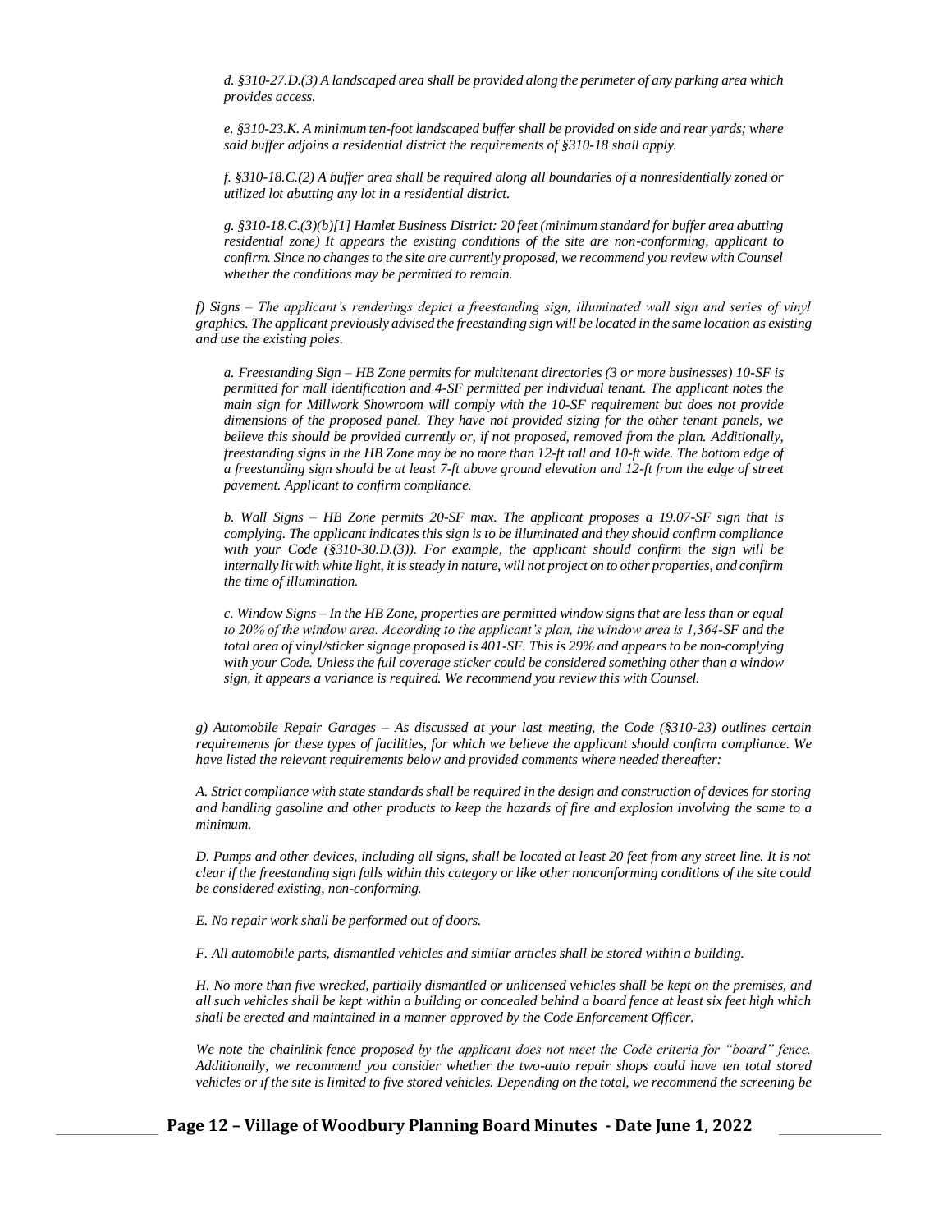*d. §310-27.D.(3) A landscaped area shall be provided along the perimeter of any parking area which provides access.*

*e. §310-23.K. A minimum ten-foot landscaped buffer shall be provided on side and rear yards; where said buffer adjoins a residential district the requirements of §310-18 shall apply.*

*f. §310-18.C.(2) A buffer area shall be required along all boundaries of a nonresidentially zoned or utilized lot abutting any lot in a residential district.*

*g. §310-18.C.(3)(b)[1] Hamlet Business District: 20 feet (minimum standard for buffer area abutting residential zone) It appears the existing conditions of the site are non-conforming, applicant to confirm. Since no changes to the site are currently proposed, we recommend you review with Counsel whether the conditions may be permitted to remain.*

*f) Signs – The applicant's renderings depict a freestanding sign, illuminated wall sign and series of vinyl graphics. The applicant previously advised the freestanding sign will be located in the same location as existing and use the existing poles.*

*a. Freestanding Sign – HB Zone permits for multitenant directories (3 or more businesses) 10-SF is permitted for mall identification and 4-SF permitted per individual tenant. The applicant notes the main sign for Millwork Showroom will comply with the 10-SF requirement but does not provide dimensions of the proposed panel. They have not provided sizing for the other tenant panels, we believe this should be provided currently or, if not proposed, removed from the plan. Additionally, freestanding signs in the HB Zone may be no more than 12-ft tall and 10-ft wide. The bottom edge of a freestanding sign should be at least 7-ft above ground elevation and 12-ft from the edge of street pavement. Applicant to confirm compliance.*

*b. Wall Signs – HB Zone permits 20-SF max. The applicant proposes a 19.07-SF sign that is complying. The applicant indicates this sign is to be illuminated and they should confirm compliance with your Code (§310-30.D.(3)). For example, the applicant should confirm the sign will be internally lit with white light, it is steady in nature, will not project on to other properties, and confirm the time of illumination.*

*c. Window Signs – In the HB Zone, properties are permitted window signs that are less than or equal to 20% of the window area. According to the applicant's plan, the window area is 1,364-SF and the total area of vinyl/sticker signage proposed is 401-SF. This is 29% and appears to be non-complying with your Code. Unless the full coverage sticker could be considered something other than a window sign, it appears a variance is required. We recommend you review this with Counsel.*

*g) Automobile Repair Garages – As discussed at your last meeting, the Code (§310-23) outlines certain requirements for these types of facilities, for which we believe the applicant should confirm compliance. We have listed the relevant requirements below and provided comments where needed thereafter:*

*A. Strict compliance with state standards shall be required in the design and construction of devices for storing and handling gasoline and other products to keep the hazards of fire and explosion involving the same to a minimum.*

*D. Pumps and other devices, including all signs, shall be located at least 20 feet from any street line. It is not clear if the freestanding sign falls within this category or like other nonconforming conditions of the site could be considered existing, non-conforming.*

*E. No repair work shall be performed out of doors.*

*F. All automobile parts, dismantled vehicles and similar articles shall be stored within a building.*

*H. No more than five wrecked, partially dismantled or unlicensed vehicles shall be kept on the premises, and all such vehicles shall be kept within a building or concealed behind a board fence at least six feet high which shall be erected and maintained in a manner approved by the Code Enforcement Officer.*

*We note the chainlink fence proposed by the applicant does not meet the Code criteria for "board" fence. Additionally, we recommend you consider whether the two-auto repair shops could have ten total stored vehicles or if the site is limited to five stored vehicles. Depending on the total, we recommend the screening be*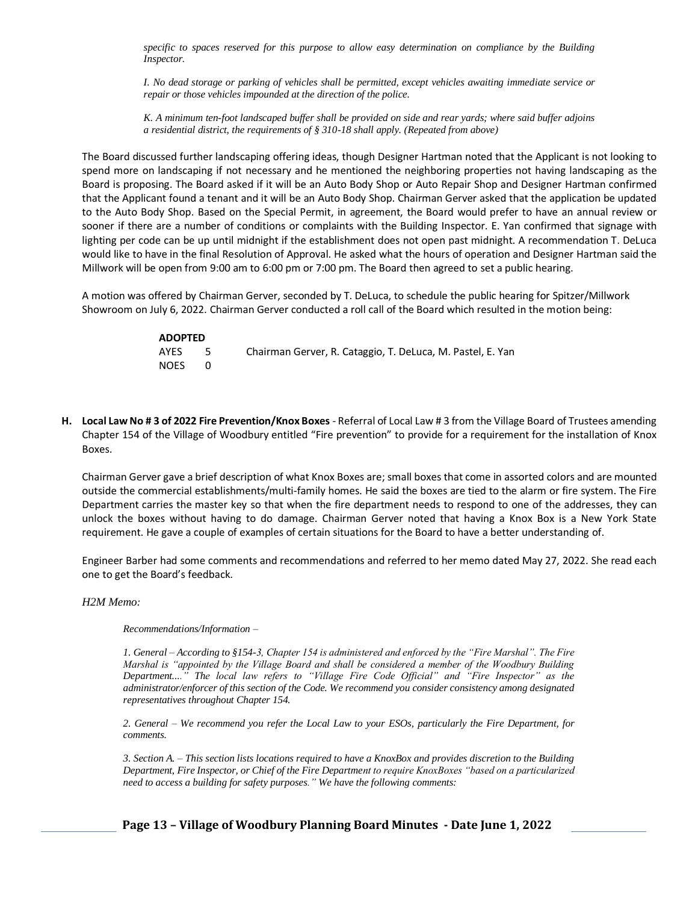*specific to spaces reserved for this purpose to allow easy determination on compliance by the Building Inspector.*

*I. No dead storage or parking of vehicles shall be permitted, except vehicles awaiting immediate service or repair or those vehicles impounded at the direction of the police.*

*K. A minimum ten-foot landscaped buffer shall be provided on side and rear yards; where said buffer adjoins a residential district, the requirements of § 310-18 shall apply. (Repeated from above)*

The Board discussed further landscaping offering ideas, though Designer Hartman noted that the Applicant is not looking to spend more on landscaping if not necessary and he mentioned the neighboring properties not having landscaping as the Board is proposing. The Board asked if it will be an Auto Body Shop or Auto Repair Shop and Designer Hartman confirmed that the Applicant found a tenant and it will be an Auto Body Shop. Chairman Gerver asked that the application be updated to the Auto Body Shop. Based on the Special Permit, in agreement, the Board would prefer to have an annual review or sooner if there are a number of conditions or complaints with the Building Inspector. E. Yan confirmed that signage with lighting per code can be up until midnight if the establishment does not open past midnight. A recommendation T. DeLuca would like to have in the final Resolution of Approval. He asked what the hours of operation and Designer Hartman said the Millwork will be open from 9:00 am to 6:00 pm or 7:00 pm. The Board then agreed to set a public hearing.

A motion was offered by Chairman Gerver, seconded by T. DeLuca, to schedule the public hearing for Spitzer/Millwork Showroom on July 6, 2022. Chairman Gerver conducted a roll call of the Board which resulted in the motion being:

**ADOPTED**
AYES 5 Chairman Gerver, R. Cataggio, T. DeLuca, M. Pastel, E. Yan
NOES 0

**H. Local Law No # 3 of 2022 Fire Prevention/Knox Boxes** - Referral of Local Law # 3 from the Village Board of Trustees amending Chapter 154 of the Village of Woodbury entitled "Fire prevention" to provide for a requirement for the installation of Knox Boxes.

Chairman Gerver gave a brief description of what Knox Boxes are; small boxes that come in assorted colors and are mounted outside the commercial establishments/multi-family homes. He said the boxes are tied to the alarm or fire system. The Fire Department carries the master key so that when the fire department needs to respond to one of the addresses, they can unlock the boxes without having to do damage. Chairman Gerver noted that having a Knox Box is a New York State requirement. He gave a couple of examples of certain situations for the Board to have a better understanding of.

Engineer Barber had some comments and recommendations and referred to her memo dated May 27, 2022. She read each one to get the Board's feedback.

*H2M Memo:*

*Recommendations/Information –*

*1. General – According to §154-3, Chapter 154 is administered and enforced by the "Fire Marshal". The Fire Marshal is "appointed by the Village Board and shall be considered a member of the Woodbury Building Department...." The local law refers to "Village Fire Code Official" and "Fire Inspector" as the administrator/enforcer of this section of the Code. We recommend you consider consistency among designated representatives throughout Chapter 154.*

*2. General – We recommend you refer the Local Law to your ESOs, particularly the Fire Department, for comments.*

*3. Section A. – This section lists locations required to have a KnoxBox and provides discretion to the Building Department, Fire Inspector, or Chief of the Fire Department to require KnoxBoxes "based on a particularized need to access a building for safety purposes." We have the following comments:*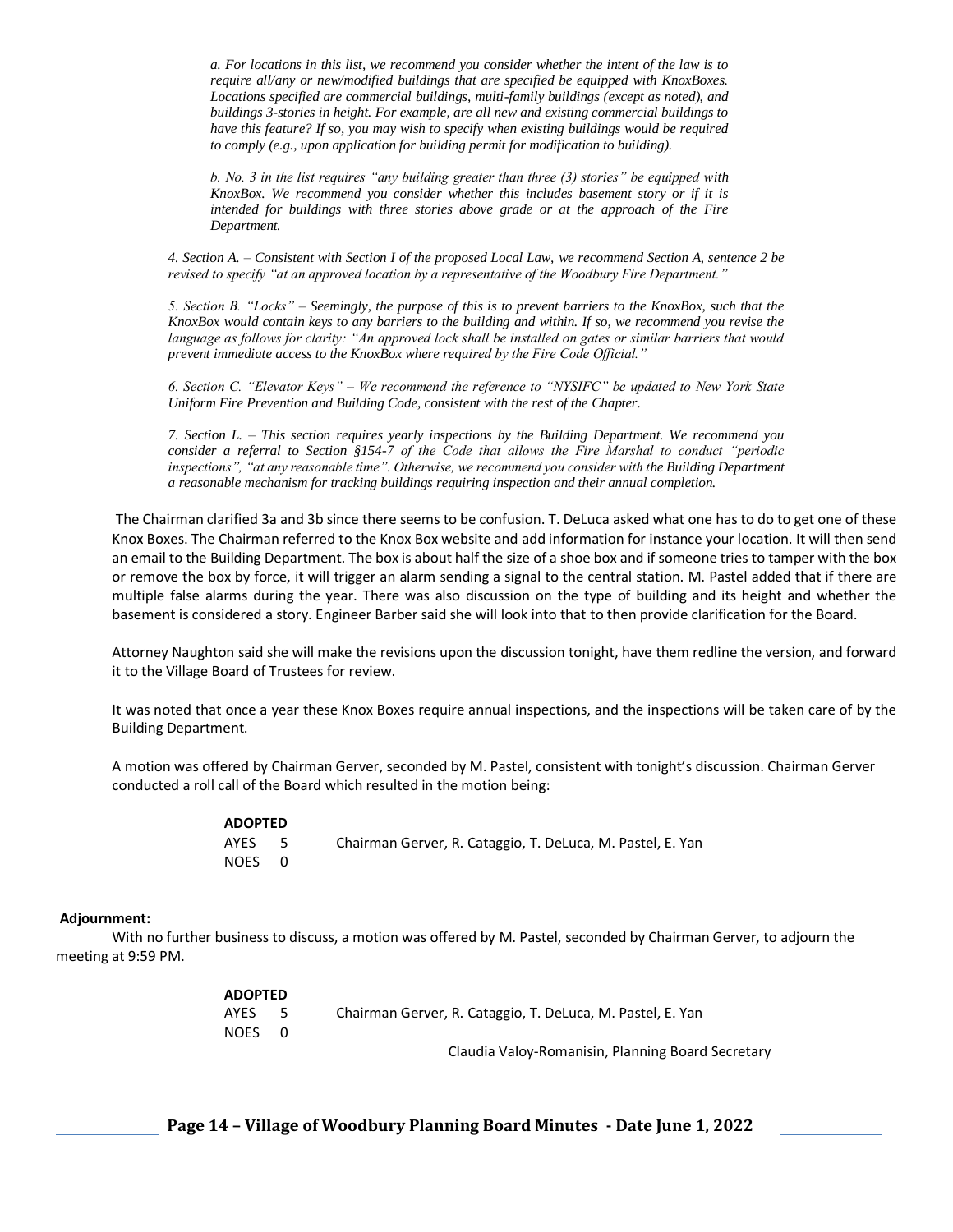*a. For locations in this list, we recommend you consider whether the intent of the law is to require all/any or new/modified buildings that are specified be equipped with KnoxBoxes. Locations specified are commercial buildings, multi-family buildings (except as noted), and buildings 3-stories in height. For example, are all new and existing commercial buildings to have this feature? If so, you may wish to specify when existing buildings would be required to comply (e.g., upon application for building permit for modification to building).*

*b. No. 3 in the list requires "any building greater than three (3) stories" be equipped with KnoxBox. We recommend you consider whether this includes basement story or if it is intended for buildings with three stories above grade or at the approach of the Fire Department.*

*4. Section A. – Consistent with Section I of the proposed Local Law, we recommend Section A, sentence 2 be revised to specify "at an approved location by a representative of the Woodbury Fire Department."*

*5. Section B. "Locks" – Seemingly, the purpose of this is to prevent barriers to the KnoxBox, such that the KnoxBox would contain keys to any barriers to the building and within. If so, we recommend you revise the language as follows for clarity: "An approved lock shall be installed on gates or similar barriers that would prevent immediate access to the KnoxBox where required by the Fire Code Official."*

*6. Section C. "Elevator Keys" – We recommend the reference to "NYSIFC" be updated to New York State Uniform Fire Prevention and Building Code, consistent with the rest of the Chapter.*

*7. Section L. – This section requires yearly inspections by the Building Department. We recommend you consider a referral to Section §154-7 of the Code that allows the Fire Marshal to conduct "periodic inspections", "at any reasonable time". Otherwise, we recommend you consider with the Building Department a reasonable mechanism for tracking buildings requiring inspection and their annual completion.*

The Chairman clarified 3a and 3b since there seems to be confusion. T. DeLuca asked what one has to do to get one of these Knox Boxes. The Chairman referred to the Knox Box website and add information for instance your location. It will then send an email to the Building Department. The box is about half the size of a shoe box and if someone tries to tamper with the box or remove the box by force, it will trigger an alarm sending a signal to the central station. M. Pastel added that if there are multiple false alarms during the year. There was also discussion on the type of building and its height and whether the basement is considered a story. Engineer Barber said she will look into that to then provide clarification for the Board.

Attorney Naughton said she will make the revisions upon the discussion tonight, have them redline the version, and forward it to the Village Board of Trustees for review.

It was noted that once a year these Knox Boxes require annual inspections, and the inspections will be taken care of by the Building Department.

A motion was offered by Chairman Gerver, seconded by M. Pastel, consistent with tonight's discussion. Chairman Gerver conducted a roll call of the Board which resulted in the motion being:

**ADOPTED**

AYES 5 Chairman Gerver, R. Cataggio, T. DeLuca, M. Pastel, E. Yan

NOES 0

**Adjournment:**

With no further business to discuss, a motion was offered by M. Pastel, seconded by Chairman Gerver, to adjourn the meeting at 9:59 PM.

**ADOPTED**

AYES 5 Chairman Gerver, R. Cataggio, T. DeLuca, M. Pastel, E. Yan

NOES 0

Claudia Valoy-Romanisin, Planning Board Secretary